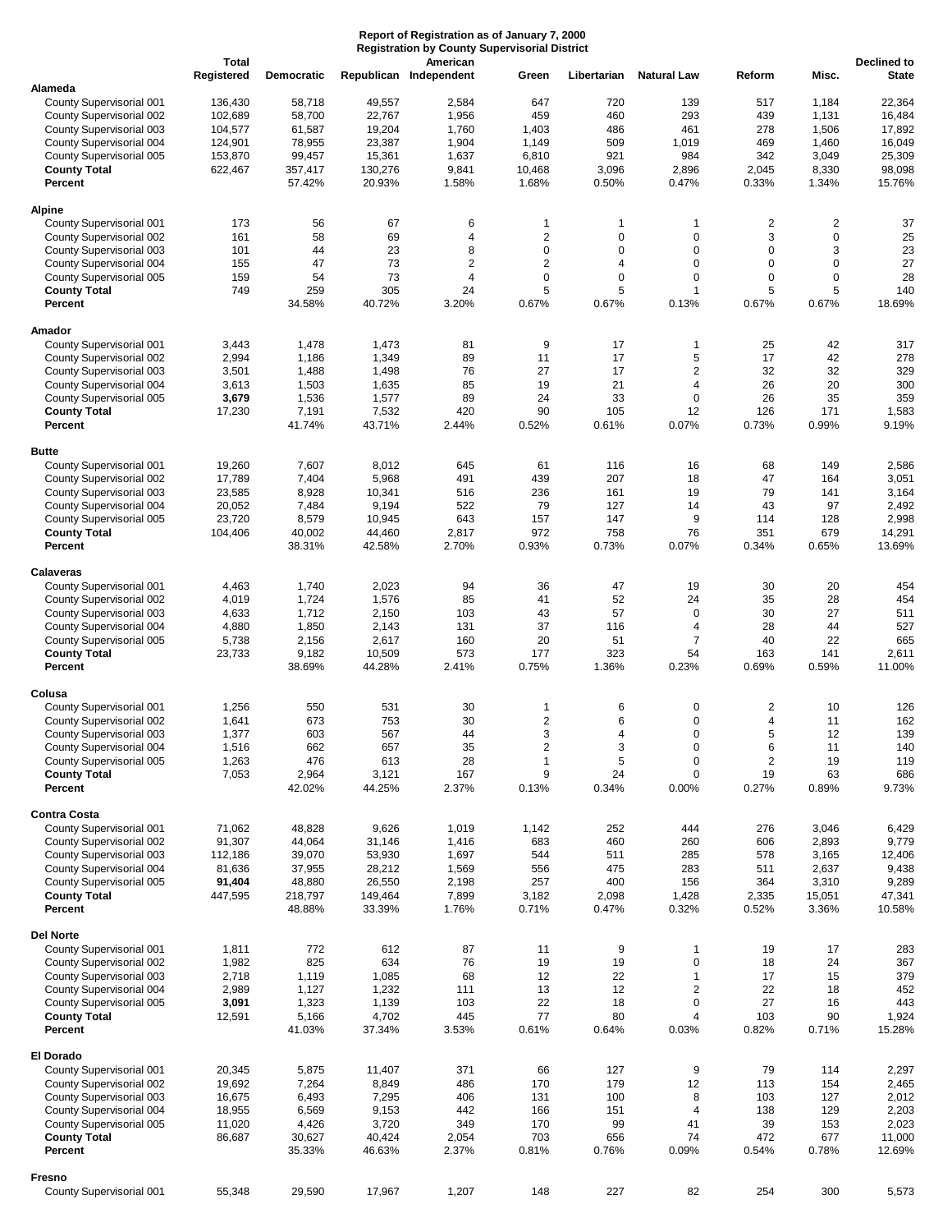**Report of Registration as of January 7, 2000**
**Registration by County Supervisorial District**

| | Total Registered | Democratic | Republican | American Independent | Green | Libertarian | Natural Law | Reform | Misc. | Declined to State |
|---|---|---|---|---|---|---|---|---|---|---|
| **Alameda** | | | | | | | | | | |
| County Supervisorial 001 | 136,430 | 58,718 | 49,557 | 2,584 | 647 | 720 | 139 | 517 | 1,184 | 22,364 |
| County Supervisorial 002 | 102,689 | 58,700 | 22,767 | 1,956 | 459 | 460 | 293 | 439 | 1,131 | 16,484 |
| County Supervisorial 003 | 104,577 | 61,587 | 19,204 | 1,760 | 1,403 | 486 | 461 | 278 | 1,506 | 17,892 |
| County Supervisorial 004 | 124,901 | 78,955 | 23,387 | 1,904 | 1,149 | 509 | 1,019 | 469 | 1,460 | 16,049 |
| County Supervisorial 005 | 153,870 | 99,457 | 15,361 | 1,637 | 6,810 | 921 | 984 | 342 | 3,049 | 25,309 |
| **County Total** | 622,467 | 357,417 | 130,276 | 9,841 | 10,468 | 3,096 | 2,896 | 2,045 | 8,330 | 98,098 |
| **Percent** | | 57.42% | 20.93% | 1.58% | 1.68% | 0.50% | 0.47% | 0.33% | 1.34% | 15.76% |
| **Alpine** | | | | | | | | | | |
| County Supervisorial 001 | 173 | 56 | 67 | 6 | 1 | 1 | 1 | 2 | 2 | 37 |
| County Supervisorial 002 | 161 | 58 | 69 | 4 | 2 | 0 | 0 | 3 | 0 | 25 |
| County Supervisorial 003 | 101 | 44 | 23 | 8 | 0 | 0 | 0 | 0 | 3 | 23 |
| County Supervisorial 004 | 155 | 47 | 73 | 2 | 2 | 4 | 0 | 0 | 0 | 27 |
| County Supervisorial 005 | 159 | 54 | 73 | 4 | 0 | 0 | 0 | 0 | 0 | 28 |
| **County Total** | 749 | 259 | 305 | 24 | 5 | 5 | 1 | 5 | 5 | 140 |
| **Percent** | | 34.58% | 40.72% | 3.20% | 0.67% | 0.67% | 0.13% | 0.67% | 0.67% | 18.69% |
| **Amador** | | | | | | | | | | |
| County Supervisorial 001 | 3,443 | 1,478 | 1,473 | 81 | 9 | 17 | 1 | 25 | 42 | 317 |
| County Supervisorial 002 | 2,994 | 1,186 | 1,349 | 89 | 11 | 17 | 5 | 17 | 42 | 278 |
| County Supervisorial 003 | 3,501 | 1,488 | 1,498 | 76 | 27 | 17 | 2 | 32 | 32 | 329 |
| County Supervisorial 004 | 3,613 | 1,503 | 1,635 | 85 | 19 | 21 | 4 | 26 | 20 | 300 |
| County Supervisorial 005 | **3,679** | 1,536 | 1,577 | 89 | 24 | 33 | 0 | 26 | 35 | 359 |
| **County Total** | 17,230 | 7,191 | 7,532 | 420 | 90 | 105 | 12 | 126 | 171 | 1,583 |
| **Percent** | | 41.74% | 43.71% | 2.44% | 0.52% | 0.61% | 0.07% | 0.73% | 0.99% | 9.19% |
| **Butte** | | | | | | | | | | |
| County Supervisorial 001 | 19,260 | 7,607 | 8,012 | 645 | 61 | 116 | 16 | 68 | 149 | 2,586 |
| County Supervisorial 002 | 17,789 | 7,404 | 5,968 | 491 | 439 | 207 | 18 | 47 | 164 | 3,051 |
| County Supervisorial 003 | 23,585 | 8,928 | 10,341 | 516 | 236 | 161 | 19 | 79 | 141 | 3,164 |
| County Supervisorial 004 | 20,052 | 7,484 | 9,194 | 522 | 79 | 127 | 14 | 43 | 97 | 2,492 |
| County Supervisorial 005 | 23,720 | 8,579 | 10,945 | 643 | 157 | 147 | 9 | 114 | 128 | 2,998 |
| **County Total** | 104,406 | 40,002 | 44,460 | 2,817 | 972 | 758 | 76 | 351 | 679 | 14,291 |
| **Percent** | | 38.31% | 42.58% | 2.70% | 0.93% | 0.73% | 0.07% | 0.34% | 0.65% | 13.69% |
| **Calaveras** | | | | | | | | | | |
| County Supervisorial 001 | 4,463 | 1,740 | 2,023 | 94 | 36 | 47 | 19 | 30 | 20 | 454 |
| County Supervisorial 002 | 4,019 | 1,724 | 1,576 | 85 | 41 | 52 | 24 | 35 | 28 | 454 |
| County Supervisorial 003 | 4,633 | 1,712 | 2,150 | 103 | 43 | 57 | 0 | 30 | 27 | 511 |
| County Supervisorial 004 | 4,880 | 1,850 | 2,143 | 131 | 37 | 116 | 4 | 28 | 44 | 527 |
| County Supervisorial 005 | 5,738 | 2,156 | 2,617 | 160 | 20 | 51 | 7 | 40 | 22 | 665 |
| **County Total** | 23,733 | 9,182 | 10,509 | 573 | 177 | 323 | 54 | 163 | 141 | 2,611 |
| **Percent** | | 38.69% | 44.28% | 2.41% | 0.75% | 1.36% | 0.23% | 0.69% | 0.59% | 11.00% |
| **Colusa** | | | | | | | | | | |
| County Supervisorial 001 | 1,256 | 550 | 531 | 30 | 1 | 6 | 0 | 2 | 10 | 126 |
| County Supervisorial 002 | 1,641 | 673 | 753 | 30 | 2 | 6 | 0 | 4 | 11 | 162 |
| County Supervisorial 003 | 1,377 | 603 | 567 | 44 | 3 | 4 | 0 | 5 | 12 | 139 |
| County Supervisorial 004 | 1,516 | 662 | 657 | 35 | 2 | 3 | 0 | 6 | 11 | 140 |
| County Supervisorial 005 | 1,263 | 476 | 613 | 28 | 1 | 5 | 0 | 2 | 19 | 119 |
| **County Total** | 7,053 | 2,964 | 3,121 | 167 | 9 | 24 | 0 | 19 | 63 | 686 |
| **Percent** | | 42.02% | 44.25% | 2.37% | 0.13% | 0.34% | 0.00% | 0.27% | 0.89% | 9.73% |
| **Contra Costa** | | | | | | | | | | |
| County Supervisorial 001 | 71,062 | 48,828 | 9,626 | 1,019 | 1,142 | 252 | 444 | 276 | 3,046 | 6,429 |
| County Supervisorial 002 | 91,307 | 44,064 | 31,146 | 1,416 | 683 | 460 | 260 | 606 | 2,893 | 9,779 |
| County Supervisorial 003 | 112,186 | 39,070 | 53,930 | 1,697 | 544 | 511 | 285 | 578 | 3,165 | 12,406 |
| County Supervisorial 004 | 81,636 | 37,955 | 28,212 | 1,569 | 556 | 475 | 283 | 511 | 2,637 | 9,438 |
| County Supervisorial 005 | **91,404** | 48,880 | 26,550 | 2,198 | 257 | 400 | 156 | 364 | 3,310 | 9,289 |
| **County Total** | 447,595 | 218,797 | 149,464 | 7,899 | 3,182 | 2,098 | 1,428 | 2,335 | 15,051 | 47,341 |
| **Percent** | | 48.88% | 33.39% | 1.76% | 0.71% | 0.47% | 0.32% | 0.52% | 3.36% | 10.58% |
| **Del Norte** | | | | | | | | | | |
| County Supervisorial 001 | 1,811 | 772 | 612 | 87 | 11 | 9 | 1 | 19 | 17 | 283 |
| County Supervisorial 002 | 1,982 | 825 | 634 | 76 | 19 | 19 | 0 | 18 | 24 | 367 |
| County Supervisorial 003 | 2,718 | 1,119 | 1,085 | 68 | 12 | 22 | 1 | 17 | 15 | 379 |
| County Supervisorial 004 | 2,989 | 1,127 | 1,232 | 111 | 13 | 12 | 2 | 22 | 18 | 452 |
| County Supervisorial 005 | **3,091** | 1,323 | 1,139 | 103 | 22 | 18 | 0 | 27 | 16 | 443 |
| **County Total** | 12,591 | 5,166 | 4,702 | 445 | 77 | 80 | 4 | 103 | 90 | 1,924 |
| **Percent** | | 41.03% | 37.34% | 3.53% | 0.61% | 0.64% | 0.03% | 0.82% | 0.71% | 15.28% |
| **El Dorado** | | | | | | | | | | |
| County Supervisorial 001 | 20,345 | 5,875 | 11,407 | 371 | 66 | 127 | 9 | 79 | 114 | 2,297 |
| County Supervisorial 002 | 19,692 | 7,264 | 8,849 | 486 | 170 | 179 | 12 | 113 | 154 | 2,465 |
| County Supervisorial 003 | 16,675 | 6,493 | 7,295 | 406 | 131 | 100 | 8 | 103 | 127 | 2,012 |
| County Supervisorial 004 | 18,955 | 6,569 | 9,153 | 442 | 166 | 151 | 4 | 138 | 129 | 2,203 |
| County Supervisorial 005 | 11,020 | 4,426 | 3,720 | 349 | 170 | 99 | 41 | 39 | 153 | 2,023 |
| **County Total** | 86,687 | 30,627 | 40,424 | 2,054 | 703 | 656 | 74 | 472 | 677 | 11,000 |
| **Percent** | | 35.33% | 46.63% | 2.37% | 0.81% | 0.76% | 0.09% | 0.54% | 0.78% | 12.69% |
| **Fresno** | | | | | | | | | | |
| County Supervisorial 001 | 55,348 | 29,590 | 17,967 | 1,207 | 148 | 227 | 82 | 254 | 300 | 5,573 |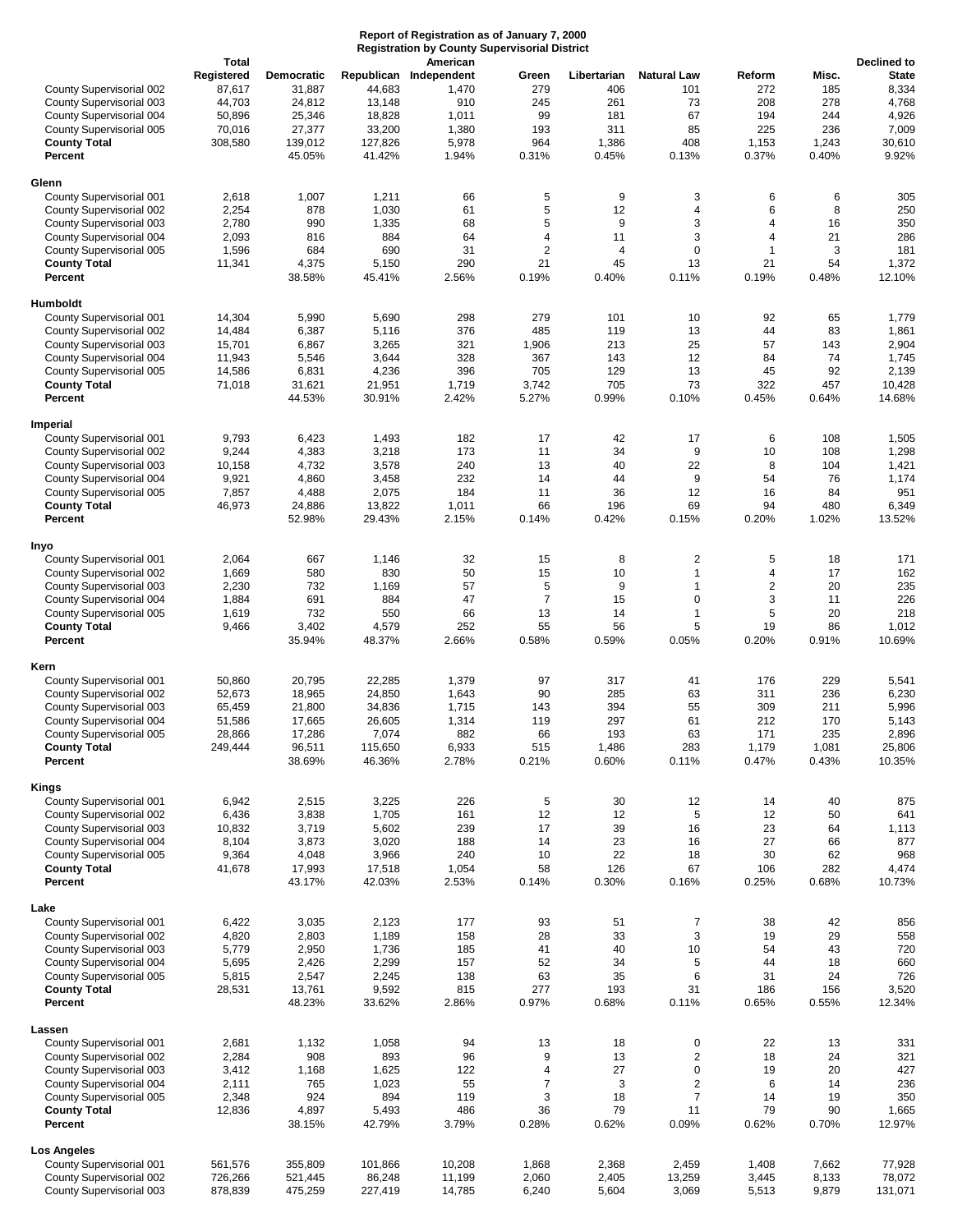**Report of Registration as of January 7, 2000**
**Registration by County Supervisorial District**

| | Total Registered | Democratic | Republican | American Independent | Green | Libertarian | Natural Law | Reform | Misc. | Declined to State |
|---|---|---|---|---|---|---|---|---|---|---|
| County Supervisorial 002 | 87,617 | 31,887 | 44,683 | 1,470 | 279 | 406 | 101 | 272 | 185 | 8,334 |
| County Supervisorial 003 | 44,703 | 24,812 | 13,148 | 910 | 245 | 261 | 73 | 208 | 278 | 4,768 |
| County Supervisorial 004 | 50,896 | 25,346 | 18,828 | 1,011 | 99 | 181 | 67 | 194 | 244 | 4,926 |
| County Supervisorial 005 | 70,016 | 27,377 | 33,200 | 1,380 | 193 | 311 | 85 | 225 | 236 | 7,009 |
| **County Total** | 308,580 | 139,012 | 127,826 | 5,978 | 964 | 1,386 | 408 | 1,153 | 1,243 | 30,610 |
| **Percent** | | 45.05% | 41.42% | 1.94% | 0.31% | 0.45% | 0.13% | 0.37% | 0.40% | 9.92% |
| **Glenn** | | | | | | | | | | |
| County Supervisorial 001 | 2,618 | 1,007 | 1,211 | 66 | 5 | 9 | 3 | 6 | 6 | 305 |
| County Supervisorial 002 | 2,254 | 878 | 1,030 | 61 | 5 | 12 | 4 | 6 | 8 | 250 |
| County Supervisorial 003 | 2,780 | 990 | 1,335 | 68 | 5 | 9 | 3 | 4 | 16 | 350 |
| County Supervisorial 004 | 2,093 | 816 | 884 | 64 | 4 | 11 | 3 | 4 | 21 | 286 |
| County Supervisorial 005 | 1,596 | 684 | 690 | 31 | 2 | 4 | 0 | 1 | 3 | 181 |
| **County Total** | 11,341 | 4,375 | 5,150 | 290 | 21 | 45 | 13 | 21 | 54 | 1,372 |
| **Percent** | | 38.58% | 45.41% | 2.56% | 0.19% | 0.40% | 0.11% | 0.19% | 0.48% | 12.10% |
| **Humboldt** | | | | | | | | | | |
| County Supervisorial 001 | 14,304 | 5,990 | 5,690 | 298 | 279 | 101 | 10 | 92 | 65 | 1,779 |
| County Supervisorial 002 | 14,484 | 6,387 | 5,116 | 376 | 485 | 119 | 13 | 44 | 83 | 1,861 |
| County Supervisorial 003 | 15,701 | 6,867 | 3,265 | 321 | 1,906 | 213 | 25 | 57 | 143 | 2,904 |
| County Supervisorial 004 | 11,943 | 5,546 | 3,644 | 328 | 367 | 143 | 12 | 84 | 74 | 1,745 |
| County Supervisorial 005 | 14,586 | 6,831 | 4,236 | 396 | 705 | 129 | 13 | 45 | 92 | 2,139 |
| **County Total** | 71,018 | 31,621 | 21,951 | 1,719 | 3,742 | 705 | 73 | 322 | 457 | 10,428 |
| **Percent** | | 44.53% | 30.91% | 2.42% | 5.27% | 0.99% | 0.10% | 0.45% | 0.64% | 14.68% |
| **Imperial** | | | | | | | | | | |
| County Supervisorial 001 | 9,793 | 6,423 | 1,493 | 182 | 17 | 42 | 17 | 6 | 108 | 1,505 |
| County Supervisorial 002 | 9,244 | 4,383 | 3,218 | 173 | 11 | 34 | 9 | 10 | 108 | 1,298 |
| County Supervisorial 003 | 10,158 | 4,732 | 3,578 | 240 | 13 | 40 | 22 | 8 | 104 | 1,421 |
| County Supervisorial 004 | 9,921 | 4,860 | 3,458 | 232 | 14 | 44 | 9 | 54 | 76 | 1,174 |
| County Supervisorial 005 | 7,857 | 4,488 | 2,075 | 184 | 11 | 36 | 12 | 16 | 84 | 951 |
| **County Total** | 46,973 | 24,886 | 13,822 | 1,011 | 66 | 196 | 69 | 94 | 480 | 6,349 |
| **Percent** | | 52.98% | 29.43% | 2.15% | 0.14% | 0.42% | 0.15% | 0.20% | 1.02% | 13.52% |
| **Inyo** | | | | | | | | | | |
| County Supervisorial 001 | 2,064 | 667 | 1,146 | 32 | 15 | 8 | 2 | 5 | 18 | 171 |
| County Supervisorial 002 | 1,669 | 580 | 830 | 50 | 15 | 10 | 1 | 4 | 17 | 162 |
| County Supervisorial 003 | 2,230 | 732 | 1,169 | 57 | 5 | 9 | 1 | 2 | 20 | 235 |
| County Supervisorial 004 | 1,884 | 691 | 884 | 47 | 7 | 15 | 0 | 3 | 11 | 226 |
| County Supervisorial 005 | 1,619 | 732 | 550 | 66 | 13 | 14 | 1 | 5 | 20 | 218 |
| **County Total** | 9,466 | 3,402 | 4,579 | 252 | 55 | 56 | 5 | 19 | 86 | 1,012 |
| **Percent** | | 35.94% | 48.37% | 2.66% | 0.58% | 0.59% | 0.05% | 0.20% | 0.91% | 10.69% |
| **Kern** | | | | | | | | | | |
| County Supervisorial 001 | 50,860 | 20,795 | 22,285 | 1,379 | 97 | 317 | 41 | 176 | 229 | 5,541 |
| County Supervisorial 002 | 52,673 | 18,965 | 24,850 | 1,643 | 90 | 285 | 63 | 311 | 236 | 6,230 |
| County Supervisorial 003 | 65,459 | 21,800 | 34,836 | 1,715 | 143 | 394 | 55 | 309 | 211 | 5,996 |
| County Supervisorial 004 | 51,586 | 17,665 | 26,605 | 1,314 | 119 | 297 | 61 | 212 | 170 | 5,143 |
| County Supervisorial 005 | 28,866 | 17,286 | 7,074 | 882 | 66 | 193 | 63 | 171 | 235 | 2,896 |
| **County Total** | 249,444 | 96,511 | 115,650 | 6,933 | 515 | 1,486 | 283 | 1,179 | 1,081 | 25,806 |
| **Percent** | | 38.69% | 46.36% | 2.78% | 0.21% | 0.60% | 0.11% | 0.47% | 0.43% | 10.35% |
| **Kings** | | | | | | | | | | |
| County Supervisorial 001 | 6,942 | 2,515 | 3,225 | 226 | 5 | 30 | 12 | 14 | 40 | 875 |
| County Supervisorial 002 | 6,436 | 3,838 | 1,705 | 161 | 12 | 12 | 5 | 12 | 50 | 641 |
| County Supervisorial 003 | 10,832 | 3,719 | 5,602 | 239 | 17 | 39 | 16 | 23 | 64 | 1,113 |
| County Supervisorial 004 | 8,104 | 3,873 | 3,020 | 188 | 14 | 23 | 16 | 27 | 66 | 877 |
| County Supervisorial 005 | 9,364 | 4,048 | 3,966 | 240 | 10 | 22 | 18 | 30 | 62 | 968 |
| **County Total** | 41,678 | 17,993 | 17,518 | 1,054 | 58 | 126 | 67 | 106 | 282 | 4,474 |
| **Percent** | | 43.17% | 42.03% | 2.53% | 0.14% | 0.30% | 0.16% | 0.25% | 0.68% | 10.73% |
| **Lake** | | | | | | | | | | |
| County Supervisorial 001 | 6,422 | 3,035 | 2,123 | 177 | 93 | 51 | 7 | 38 | 42 | 856 |
| County Supervisorial 002 | 4,820 | 2,803 | 1,189 | 158 | 28 | 33 | 3 | 19 | 29 | 558 |
| County Supervisorial 003 | 5,779 | 2,950 | 1,736 | 185 | 41 | 40 | 10 | 54 | 43 | 720 |
| County Supervisorial 004 | 5,695 | 2,426 | 2,299 | 157 | 52 | 34 | 5 | 44 | 18 | 660 |
| County Supervisorial 005 | 5,815 | 2,547 | 2,245 | 138 | 63 | 35 | 6 | 31 | 24 | 726 |
| **County Total** | 28,531 | 13,761 | 9,592 | 815 | 277 | 193 | 31 | 186 | 156 | 3,520 |
| **Percent** | | 48.23% | 33.62% | 2.86% | 0.97% | 0.68% | 0.11% | 0.65% | 0.55% | 12.34% |
| **Lassen** | | | | | | | | | | |
| County Supervisorial 001 | 2,681 | 1,132 | 1,058 | 94 | 13 | 18 | 0 | 22 | 13 | 331 |
| County Supervisorial 002 | 2,284 | 908 | 893 | 96 | 9 | 13 | 2 | 18 | 24 | 321 |
| County Supervisorial 003 | 3,412 | 1,168 | 1,625 | 122 | 4 | 27 | 0 | 19 | 20 | 427 |
| County Supervisorial 004 | 2,111 | 765 | 1,023 | 55 | 7 | 3 | 2 | 6 | 14 | 236 |
| County Supervisorial 005 | 2,348 | 924 | 894 | 119 | 3 | 18 | 7 | 14 | 19 | 350 |
| **County Total** | 12,836 | 4,897 | 5,493 | 486 | 36 | 79 | 11 | 79 | 90 | 1,665 |
| **Percent** | | 38.15% | 42.79% | 3.79% | 0.28% | 0.62% | 0.09% | 0.62% | 0.70% | 12.97% |
| **Los Angeles** | | | | | | | | | | |
| County Supervisorial 001 | 561,576 | 355,809 | 101,866 | 10,208 | 1,868 | 2,368 | 2,459 | 1,408 | 7,662 | 77,928 |
| County Supervisorial 002 | 726,266 | 521,445 | 86,248 | 11,199 | 2,060 | 2,405 | 13,259 | 3,445 | 8,133 | 78,072 |
| County Supervisorial 003 | 878,839 | 475,259 | 227,419 | 14,785 | 6,240 | 5,604 | 3,069 | 5,513 | 9,879 | 131,071 |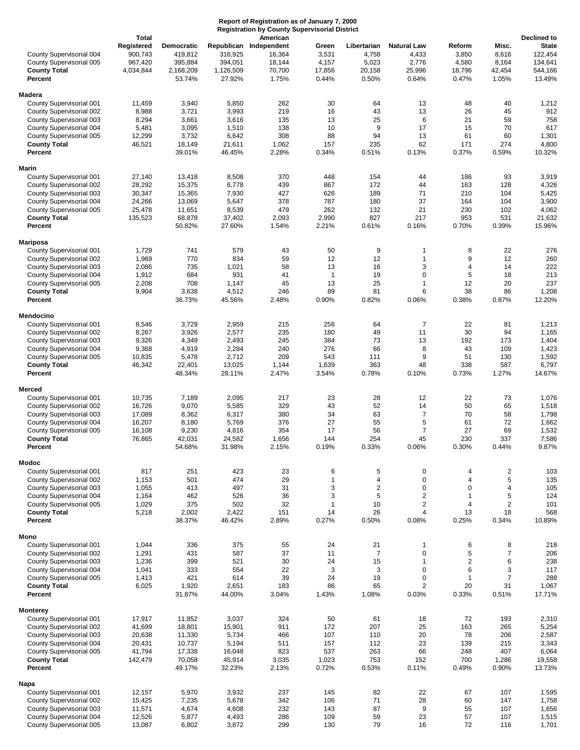**Report of Registration as of January 7, 2000**
**Registration by County Supervisorial District**

| | Total Registered | Democratic | Republican | American Independent | Green | Libertarian | Natural Law | Reform | Misc. | Declined to State |
|---|---|---|---|---|---|---|---|---|---|---|
| County Supervisorial 004 | 900,743 | 419,812 | 316,925 | 16,364 | 3,531 | 4,758 | 4,433 | 3,850 | 8,616 | 122,454 |
| County Supervisorial 005 | 967,420 | 395,884 | 394,051 | 18,144 | 4,157 | 5,023 | 2,776 | 4,580 | 8,164 | 134,641 |
| **County Total** | 4,034,844 | 2,168,209 | 1,126,509 | 70,700 | 17,856 | 20,158 | 25,996 | 18,796 | 42,454 | 544,166 |
| **Percent** | | 53.74% | 27.92% | 1.75% | 0.44% | 0.50% | 0.64% | 0.47% | 1.05% | 13.49% |
| **Madera** | | | | | | | | | | |
| County Supervisorial 001 | 11,459 | 3,940 | 5,850 | 262 | 30 | 64 | 13 | 48 | 40 | 1,212 |
| County Supervisorial 002 | 8,988 | 3,721 | 3,993 | 219 | 16 | 43 | 13 | 26 | 45 | 912 |
| County Supervisorial 003 | 8,294 | 3,661 | 3,616 | 135 | 13 | 25 | 6 | 21 | 59 | 758 |
| County Supervisorial 004 | 5,481 | 3,095 | 1,510 | 138 | 10 | 9 | 17 | 15 | 70 | 617 |
| County Supervisorial 005 | 12,299 | 3,732 | 6,642 | 308 | 88 | 94 | 13 | 61 | 60 | 1,301 |
| **County Total** | 46,521 | 18,149 | 21,611 | 1,062 | 157 | 235 | 62 | 171 | 274 | 4,800 |
| **Percent** | | 39.01% | 46.45% | 2.28% | 0.34% | 0.51% | 0.13% | 0.37% | 0.59% | 10.32% |
| **Marin** | | | | | | | | | | |
| County Supervisorial 001 | 27,140 | 13,418 | 8,508 | 370 | 448 | 154 | 44 | 186 | 93 | 3,919 |
| County Supervisorial 002 | 28,292 | 15,375 | 6,778 | 439 | 867 | 172 | 44 | 163 | 128 | 4,326 |
| County Supervisorial 003 | 30,347 | 15,365 | 7,930 | 427 | 626 | 189 | 71 | 210 | 104 | 5,425 |
| County Supervisorial 004 | 24,266 | 13,069 | 5,647 | 378 | 787 | 180 | 37 | 164 | 104 | 3,900 |
| County Supervisorial 005 | 25,478 | 11,651 | 8,539 | 479 | 262 | 132 | 21 | 230 | 102 | 4,062 |
| **County Total** | 135,523 | 68,878 | 37,402 | 2,093 | 2,990 | 827 | 217 | 953 | 531 | 21,632 |
| **Percent** | | 50.82% | 27.60% | 1.54% | 2.21% | 0.61% | 0.16% | 0.70% | 0.39% | 15.96% |
| **Mariposa** | | | | | | | | | | |
| County Supervisorial 001 | 1,729 | 741 | 579 | 43 | 50 | 9 | 1 | 8 | 22 | 276 |
| County Supervisorial 002 | 1,969 | 770 | 834 | 59 | 12 | 12 | 1 | 9 | 12 | 260 |
| County Supervisorial 003 | 2,086 | 735 | 1,021 | 58 | 13 | 16 | 3 | 4 | 14 | 222 |
| County Supervisorial 004 | 1,912 | 684 | 931 | 41 | 1 | 19 | 0 | 5 | 18 | 213 |
| County Supervisorial 005 | 2,208 | 708 | 1,147 | 45 | 13 | 25 | 1 | 12 | 20 | 237 |
| **County Total** | 9,904 | 3,638 | 4,512 | 246 | 89 | 81 | 6 | 38 | 86 | 1,208 |
| **Percent** | | 36.73% | 45.56% | 2.48% | 0.90% | 0.82% | 0.06% | 0.38% | 0.87% | 12.20% |
| **Mendocino** | | | | | | | | | | |
| County Supervisorial 001 | 8,546 | 3,729 | 2,959 | 215 | 256 | 64 | 7 | 22 | 81 | 1,213 |
| County Supervisorial 002 | 8,267 | 3,926 | 2,577 | 235 | 180 | 49 | 11 | 30 | 94 | 1,165 |
| County Supervisorial 003 | 9,326 | 4,349 | 2,493 | 245 | 384 | 73 | 13 | 192 | 173 | 1,404 |
| County Supervisorial 004 | 9,368 | 4,919 | 2,284 | 240 | 276 | 66 | 8 | 43 | 109 | 1,423 |
| County Supervisorial 005 | 10,835 | 5,478 | 2,712 | 209 | 543 | 111 | 9 | 51 | 130 | 1,592 |
| **County Total** | 46,342 | 22,401 | 13,025 | 1,144 | 1,639 | 363 | 48 | 338 | 587 | 6,797 |
| **Percent** | | 48.34% | 28.11% | 2.47% | 3.54% | 0.78% | 0.10% | 0.73% | 1.27% | 14.67% |
| **Merced** | | | | | | | | | | |
| County Supervisorial 001 | 10,735 | 7,189 | 2,095 | 217 | 23 | 28 | 12 | 22 | 73 | 1,076 |
| County Supervisorial 002 | 16,726 | 9,070 | 5,585 | 329 | 43 | 52 | 14 | 50 | 65 | 1,518 |
| County Supervisorial 003 | 17,089 | 8,362 | 6,317 | 380 | 34 | 63 | 7 | 70 | 58 | 1,798 |
| County Supervisorial 004 | 16,207 | 8,180 | 5,769 | 376 | 27 | 55 | 5 | 61 | 72 | 1,662 |
| County Supervisorial 005 | 16,108 | 9,230 | 4,816 | 354 | 17 | 56 | 7 | 27 | 69 | 1,532 |
| **County Total** | 76,865 | 42,031 | 24,582 | 1,656 | 144 | 254 | 45 | 230 | 337 | 7,586 |
| **Percent** | | 54.68% | 31.98% | 2.15% | 0.19% | 0.33% | 0.06% | 0.30% | 0.44% | 9.87% |
| **Modoc** | | | | | | | | | | |
| County Supervisorial 001 | 817 | 251 | 423 | 23 | 6 | 5 | 0 | 4 | 2 | 103 |
| County Supervisorial 002 | 1,153 | 501 | 474 | 29 | 1 | 4 | 0 | 4 | 5 | 135 |
| County Supervisorial 003 | 1,055 | 413 | 497 | 31 | 3 | 2 | 0 | 0 | 4 | 105 |
| County Supervisorial 004 | 1,164 | 462 | 526 | 36 | 3 | 5 | 2 | 1 | 5 | 124 |
| County Supervisorial 005 | 1,029 | 375 | 502 | 32 | 1 | 10 | 2 | 4 | 2 | 101 |
| **County Total** | 5,218 | 2,002 | 2,422 | 151 | 14 | 26 | 4 | 13 | 18 | 568 |
| **Percent** | | 38.37% | 46.42% | 2.89% | 0.27% | 0.50% | 0.08% | 0.25% | 0.34% | 10.89% |
| **Mono** | | | | | | | | | | |
| County Supervisorial 001 | 1,044 | 336 | 375 | 55 | 24 | 21 | 1 | 6 | 8 | 218 |
| County Supervisorial 002 | 1,291 | 431 | 587 | 37 | 11 | 7 | 0 | 5 | 7 | 206 |
| County Supervisorial 003 | 1,236 | 399 | 521 | 30 | 24 | 15 | 1 | 2 | 6 | 238 |
| County Supervisorial 004 | 1,041 | 333 | 554 | 22 | 3 | 3 | 0 | 6 | 3 | 117 |
| County Supervisorial 005 | 1,413 | 421 | 614 | 39 | 24 | 19 | 0 | 1 | 7 | 288 |
| **County Total** | 6,025 | 1,920 | 2,651 | 183 | 86 | 65 | 2 | 20 | 31 | 1,067 |
| **Percent** | | 31.87% | 44.00% | 3.04% | 1.43% | 1.08% | 0.03% | 0.33% | 0.51% | 17.71% |
| **Monterey** | | | | | | | | | | |
| County Supervisorial 001 | 17,917 | 11,852 | 3,037 | 324 | 50 | 61 | 18 | 72 | 193 | 2,310 |
| County Supervisorial 002 | 41,699 | 18,801 | 15,901 | 911 | 172 | 207 | 25 | 163 | 265 | 5,254 |
| County Supervisorial 003 | 20,638 | 11,330 | 5,734 | 466 | 107 | 110 | 20 | 78 | 206 | 2,587 |
| County Supervisorial 004 | 20,431 | 10,737 | 5,194 | 511 | 157 | 112 | 23 | 139 | 215 | 3,343 |
| County Supervisorial 005 | 41,794 | 17,338 | 16,048 | 823 | 537 | 263 | 66 | 248 | 407 | 6,064 |
| **County Total** | 142,479 | 70,058 | 45,914 | 3,035 | 1,023 | 753 | 152 | 700 | 1,286 | 19,558 |
| **Percent** | | 49.17% | 32.23% | 2.13% | 0.72% | 0.53% | 0.11% | 0.49% | 0.90% | 13.73% |
| **Napa** | | | | | | | | | | |
| County Supervisorial 001 | 12,157 | 5,970 | 3,932 | 237 | 145 | 82 | 22 | 67 | 107 | 1,595 |
| County Supervisorial 002 | 15,425 | 7,235 | 5,678 | 342 | 106 | 71 | 28 | 60 | 147 | 1,758 |
| County Supervisorial 003 | 11,571 | 4,674 | 4,608 | 232 | 143 | 87 | 9 | 55 | 107 | 1,656 |
| County Supervisorial 004 | 12,526 | 5,877 | 4,493 | 286 | 109 | 59 | 23 | 57 | 107 | 1,515 |
| County Supervisorial 005 | 13,087 | 6,802 | 3,872 | 299 | 130 | 79 | 16 | 72 | 116 | 1,701 |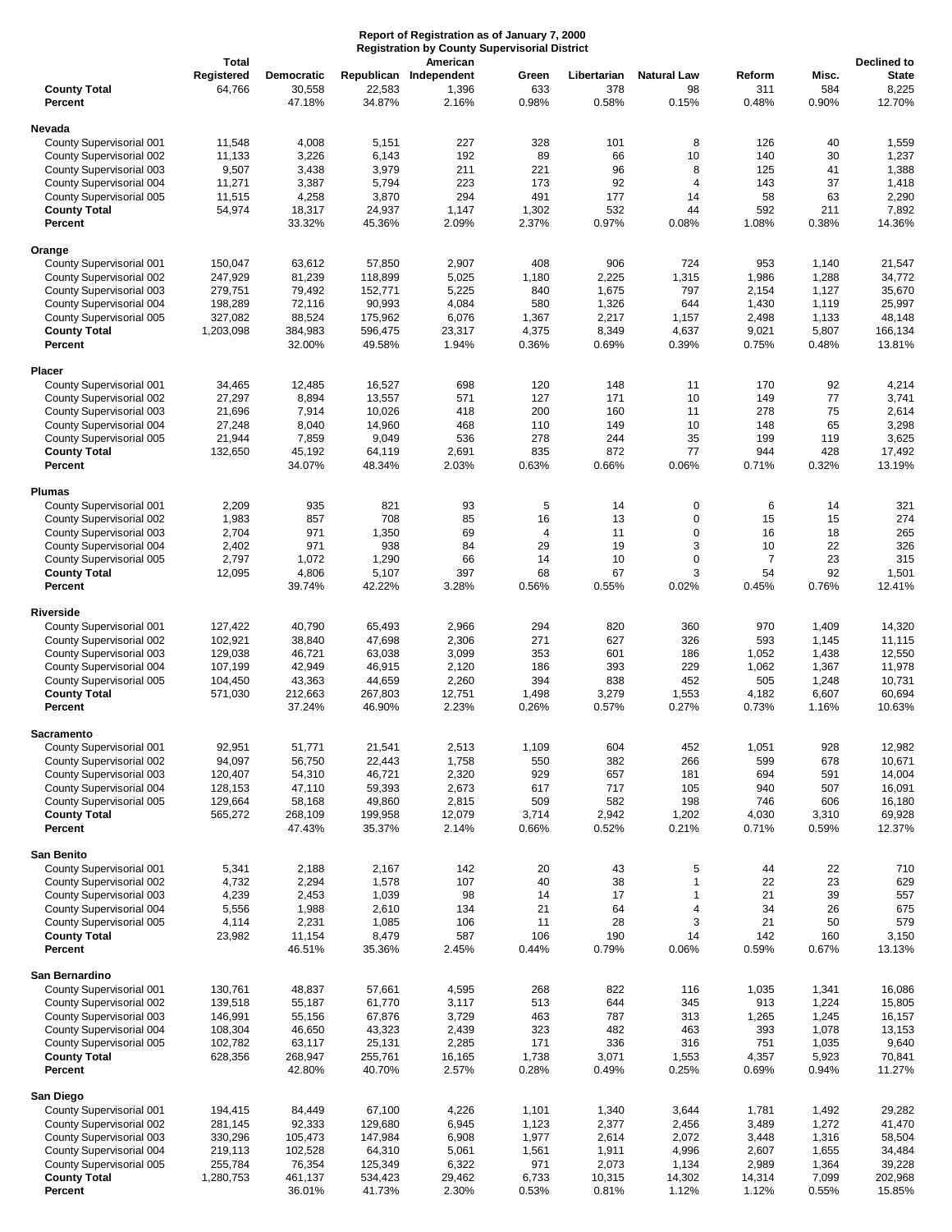**Report of Registration as of January 7, 2000**
**Registration by County Supervisorial District**

| | Total Registered | Democratic | Republican | American Independent | Green | Libertarian | Natural Law | Reform | Misc. | Declined to State |
|---|---|---|---|---|---|---|---|---|---|---|
| **County Total** | 64,766 | 30,558 | 22,583 | 1,396 | 633 | 378 | 98 | 311 | 584 | 8,225 |
| **Percent** | | 47.18% | 34.87% | 2.16% | 0.98% | 0.58% | 0.15% | 0.48% | 0.90% | 12.70% |
| **Nevada** | | | | | | | | | | |
| County Supervisorial 001 | 11,548 | 4,008 | 5,151 | 227 | 328 | 101 | 8 | 126 | 40 | 1,559 |
| County Supervisorial 002 | 11,133 | 3,226 | 6,143 | 192 | 89 | 66 | 10 | 140 | 30 | 1,237 |
| County Supervisorial 003 | 9,507 | 3,438 | 3,979 | 211 | 221 | 96 | 8 | 125 | 41 | 1,388 |
| County Supervisorial 004 | 11,271 | 3,387 | 5,794 | 223 | 173 | 92 | 4 | 143 | 37 | 1,418 |
| County Supervisorial 005 | 11,515 | 4,258 | 3,870 | 294 | 491 | 177 | 14 | 58 | 63 | 2,290 |
| **County Total** | 54,974 | 18,317 | 24,937 | 1,147 | 1,302 | 532 | 44 | 592 | 211 | 7,892 |
| **Percent** | | 33.32% | 45.36% | 2.09% | 2.37% | 0.97% | 0.08% | 1.08% | 0.38% | 14.36% |
| **Orange** | | | | | | | | | | |
| County Supervisorial 001 | 150,047 | 63,612 | 57,850 | 2,907 | 408 | 906 | 724 | 953 | 1,140 | 21,547 |
| County Supervisorial 002 | 247,929 | 81,239 | 118,899 | 5,025 | 1,180 | 2,225 | 1,315 | 1,986 | 1,288 | 34,772 |
| County Supervisorial 003 | 279,751 | 79,492 | 152,771 | 5,225 | 840 | 1,675 | 797 | 2,154 | 1,127 | 35,670 |
| County Supervisorial 004 | 198,289 | 72,116 | 90,993 | 4,084 | 580 | 1,326 | 644 | 1,430 | 1,119 | 25,997 |
| County Supervisorial 005 | 327,082 | 88,524 | 175,962 | 6,076 | 1,367 | 2,217 | 1,157 | 2,498 | 1,133 | 48,148 |
| **County Total** | 1,203,098 | 384,983 | 596,475 | 23,317 | 4,375 | 8,349 | 4,637 | 9,021 | 5,807 | 166,134 |
| **Percent** | | 32.00% | 49.58% | 1.94% | 0.36% | 0.69% | 0.39% | 0.75% | 0.48% | 13.81% |
| **Placer** | | | | | | | | | | |
| County Supervisorial 001 | 34,465 | 12,485 | 16,527 | 698 | 120 | 148 | 11 | 170 | 92 | 4,214 |
| County Supervisorial 002 | 27,297 | 8,894 | 13,557 | 571 | 127 | 171 | 10 | 149 | 77 | 3,741 |
| County Supervisorial 003 | 21,696 | 7,914 | 10,026 | 418 | 200 | 160 | 11 | 278 | 75 | 2,614 |
| County Supervisorial 004 | 27,248 | 8,040 | 14,960 | 468 | 110 | 149 | 10 | 148 | 65 | 3,298 |
| County Supervisorial 005 | 21,944 | 7,859 | 9,049 | 536 | 278 | 244 | 35 | 199 | 119 | 3,625 |
| **County Total** | 132,650 | 45,192 | 64,119 | 2,691 | 835 | 872 | 77 | 944 | 428 | 17,492 |
| **Percent** | | 34.07% | 48.34% | 2.03% | 0.63% | 0.66% | 0.06% | 0.71% | 0.32% | 13.19% |
| **Plumas** | | | | | | | | | | |
| County Supervisorial 001 | 2,209 | 935 | 821 | 93 | 5 | 14 | 0 | 6 | 14 | 321 |
| County Supervisorial 002 | 1,983 | 857 | 708 | 85 | 16 | 13 | 0 | 15 | 15 | 274 |
| County Supervisorial 003 | 2,704 | 971 | 1,350 | 69 | 4 | 11 | 0 | 16 | 18 | 265 |
| County Supervisorial 004 | 2,402 | 971 | 938 | 84 | 29 | 19 | 3 | 10 | 22 | 326 |
| County Supervisorial 005 | 2,797 | 1,072 | 1,290 | 66 | 14 | 10 | 0 | 7 | 23 | 315 |
| **County Total** | 12,095 | 4,806 | 5,107 | 397 | 68 | 67 | 3 | 54 | 92 | 1,501 |
| **Percent** | | 39.74% | 42.22% | 3.28% | 0.56% | 0.55% | 0.02% | 0.45% | 0.76% | 12.41% |
| **Riverside** | | | | | | | | | | |
| County Supervisorial 001 | 127,422 | 40,790 | 65,493 | 2,966 | 294 | 820 | 360 | 970 | 1,409 | 14,320 |
| County Supervisorial 002 | 102,921 | 38,840 | 47,698 | 2,306 | 271 | 627 | 326 | 593 | 1,145 | 11,115 |
| County Supervisorial 003 | 129,038 | 46,721 | 63,038 | 3,099 | 353 | 601 | 186 | 1,052 | 1,438 | 12,550 |
| County Supervisorial 004 | 107,199 | 42,949 | 46,915 | 2,120 | 186 | 393 | 229 | 1,062 | 1,367 | 11,978 |
| County Supervisorial 005 | 104,450 | 43,363 | 44,659 | 2,260 | 394 | 838 | 452 | 505 | 1,248 | 10,731 |
| **County Total** | 571,030 | 212,663 | 267,803 | 12,751 | 1,498 | 3,279 | 1,553 | 4,182 | 6,607 | 60,694 |
| **Percent** | | 37.24% | 46.90% | 2.23% | 0.26% | 0.57% | 0.27% | 0.73% | 1.16% | 10.63% |
| **Sacramento** | | | | | | | | | | |
| County Supervisorial 001 | 92,951 | 51,771 | 21,541 | 2,513 | 1,109 | 604 | 452 | 1,051 | 928 | 12,982 |
| County Supervisorial 002 | 94,097 | 56,750 | 22,443 | 1,758 | 550 | 382 | 266 | 599 | 678 | 10,671 |
| County Supervisorial 003 | 120,407 | 54,310 | 46,721 | 2,320 | 929 | 657 | 181 | 694 | 591 | 14,004 |
| County Supervisorial 004 | 128,153 | 47,110 | 59,393 | 2,673 | 617 | 717 | 105 | 940 | 507 | 16,091 |
| County Supervisorial 005 | 129,664 | 58,168 | 49,860 | 2,815 | 509 | 582 | 198 | 746 | 606 | 16,180 |
| **County Total** | 565,272 | 268,109 | 199,958 | 12,079 | 3,714 | 2,942 | 1,202 | 4,030 | 3,310 | 69,928 |
| **Percent** | | 47.43% | 35.37% | 2.14% | 0.66% | 0.52% | 0.21% | 0.71% | 0.59% | 12.37% |
| **San Benito** | | | | | | | | | | |
| County Supervisorial 001 | 5,341 | 2,188 | 2,167 | 142 | 20 | 43 | 5 | 44 | 22 | 710 |
| County Supervisorial 002 | 4,732 | 2,294 | 1,578 | 107 | 40 | 38 | 1 | 22 | 23 | 629 |
| County Supervisorial 003 | 4,239 | 2,453 | 1,039 | 98 | 14 | 17 | 1 | 21 | 39 | 557 |
| County Supervisorial 004 | 5,556 | 1,988 | 2,610 | 134 | 21 | 64 | 4 | 34 | 26 | 675 |
| County Supervisorial 005 | 4,114 | 2,231 | 1,085 | 106 | 11 | 28 | 3 | 21 | 50 | 579 |
| **County Total** | 23,982 | 11,154 | 8,479 | 587 | 106 | 190 | 14 | 142 | 160 | 3,150 |
| **Percent** | | 46.51% | 35.36% | 2.45% | 0.44% | 0.79% | 0.06% | 0.59% | 0.67% | 13.13% |
| **San Bernardino** | | | | | | | | | | |
| County Supervisorial 001 | 130,761 | 48,837 | 57,661 | 4,595 | 268 | 822 | 116 | 1,035 | 1,341 | 16,086 |
| County Supervisorial 002 | 139,518 | 55,187 | 61,770 | 3,117 | 513 | 644 | 345 | 913 | 1,224 | 15,805 |
| County Supervisorial 003 | 146,991 | 55,156 | 67,876 | 3,729 | 463 | 787 | 313 | 1,265 | 1,245 | 16,157 |
| County Supervisorial 004 | 108,304 | 46,650 | 43,323 | 2,439 | 323 | 482 | 463 | 393 | 1,078 | 13,153 |
| County Supervisorial 005 | 102,782 | 63,117 | 25,131 | 2,285 | 171 | 336 | 316 | 751 | 1,035 | 9,640 |
| **County Total** | 628,356 | 268,947 | 255,761 | 16,165 | 1,738 | 3,071 | 1,553 | 4,357 | 5,923 | 70,841 |
| **Percent** | | 42.80% | 40.70% | 2.57% | 0.28% | 0.49% | 0.25% | 0.69% | 0.94% | 11.27% |
| **San Diego** | | | | | | | | | | |
| County Supervisorial 001 | 194,415 | 84,449 | 67,100 | 4,226 | 1,101 | 1,340 | 3,644 | 1,781 | 1,492 | 29,282 |
| County Supervisorial 002 | 281,145 | 92,333 | 129,680 | 6,945 | 1,123 | 2,377 | 2,456 | 3,489 | 1,272 | 41,470 |
| County Supervisorial 003 | 330,296 | 105,473 | 147,984 | 6,908 | 1,977 | 2,614 | 2,072 | 3,448 | 1,316 | 58,504 |
| County Supervisorial 004 | 219,113 | 102,528 | 64,310 | 5,061 | 1,561 | 1,911 | 4,996 | 2,607 | 1,655 | 34,484 |
| County Supervisorial 005 | 255,784 | 76,354 | 125,349 | 6,322 | 971 | 2,073 | 1,134 | 2,989 | 1,364 | 39,228 |
| **County Total** | 1,280,753 | 461,137 | 534,423 | 29,462 | 6,733 | 10,315 | 14,302 | 14,314 | 7,099 | 202,968 |
| **Percent** | | 36.01% | 41.73% | 2.30% | 0.53% | 0.81% | 1.12% | 1.12% | 0.55% | 15.85% |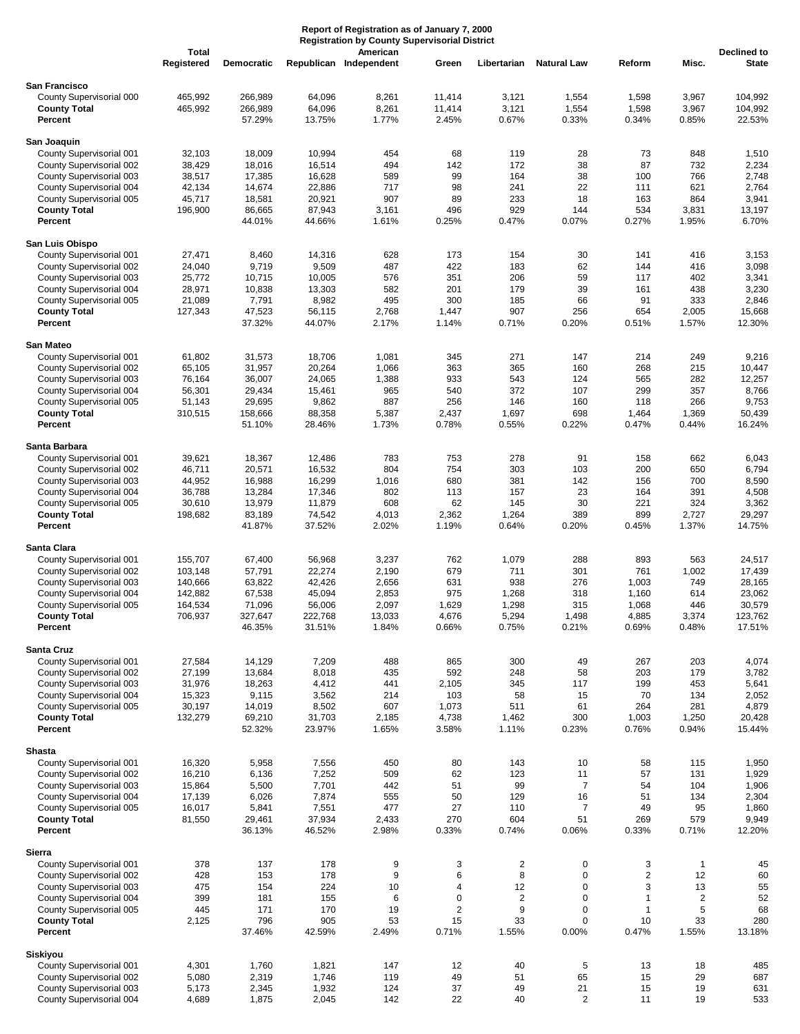**Report of Registration as of January 7, 2000**
**Registration by County Supervisorial District**

| | Total Registered | Democratic | Republican | American Independent | Green | Libertarian | Natural Law | Reform | Misc. | Declined to State |
|---|---|---|---|---|---|---|---|---|---|---|
| **San Francisco** | | | | | | | | | | |
| County Supervisorial 000 | 465,992 | 266,989 | 64,096 | 8,261 | 11,414 | 3,121 | 1,554 | 1,598 | 3,967 | 104,992 |
| **County Total** | 465,992 | 266,989 | 64,096 | 8,261 | 11,414 | 3,121 | 1,554 | 1,598 | 3,967 | 104,992 |
| **Percent** | | 57.29% | 13.75% | 1.77% | 2.45% | 0.67% | 0.33% | 0.34% | 0.85% | 22.53% |
| **San Joaquin** | | | | | | | | | | |
| County Supervisorial 001 | 32,103 | 18,009 | 10,994 | 454 | 68 | 119 | 28 | 73 | 848 | 1,510 |
| County Supervisorial 002 | 38,429 | 18,016 | 16,514 | 494 | 142 | 172 | 38 | 87 | 732 | 2,234 |
| County Supervisorial 003 | 38,517 | 17,385 | 16,628 | 589 | 99 | 164 | 38 | 100 | 766 | 2,748 |
| County Supervisorial 004 | 42,134 | 14,674 | 22,886 | 717 | 98 | 241 | 22 | 111 | 621 | 2,764 |
| County Supervisorial 005 | 45,717 | 18,581 | 20,921 | 907 | 89 | 233 | 18 | 163 | 864 | 3,941 |
| **County Total** | 196,900 | 86,665 | 87,943 | 3,161 | 496 | 929 | 144 | 534 | 3,831 | 13,197 |
| **Percent** | | 44.01% | 44.66% | 1.61% | 0.25% | 0.47% | 0.07% | 0.27% | 1.95% | 6.70% |
| **San Luis Obispo** | | | | | | | | | | |
| County Supervisorial 001 | 27,471 | 8,460 | 14,316 | 628 | 173 | 154 | 30 | 141 | 416 | 3,153 |
| County Supervisorial 002 | 24,040 | 9,719 | 9,509 | 487 | 422 | 183 | 62 | 144 | 416 | 3,098 |
| County Supervisorial 003 | 25,772 | 10,715 | 10,005 | 576 | 351 | 206 | 59 | 117 | 402 | 3,341 |
| County Supervisorial 004 | 28,971 | 10,838 | 13,303 | 582 | 201 | 179 | 39 | 161 | 438 | 3,230 |
| County Supervisorial 005 | 21,089 | 7,791 | 8,982 | 495 | 300 | 185 | 66 | 91 | 333 | 2,846 |
| **County Total** | 127,343 | 47,523 | 56,115 | 2,768 | 1,447 | 907 | 256 | 654 | 2,005 | 15,668 |
| **Percent** | | 37.32% | 44.07% | 2.17% | 1.14% | 0.71% | 0.20% | 0.51% | 1.57% | 12.30% |
| **San Mateo** | | | | | | | | | | |
| County Supervisorial 001 | 61,802 | 31,573 | 18,706 | 1,081 | 345 | 271 | 147 | 214 | 249 | 9,216 |
| County Supervisorial 002 | 65,105 | 31,957 | 20,264 | 1,066 | 363 | 365 | 160 | 268 | 215 | 10,447 |
| County Supervisorial 003 | 76,164 | 36,007 | 24,065 | 1,388 | 933 | 543 | 124 | 565 | 282 | 12,257 |
| County Supervisorial 004 | 56,301 | 29,434 | 15,461 | 965 | 540 | 372 | 107 | 299 | 357 | 8,766 |
| County Supervisorial 005 | 51,143 | 29,695 | 9,862 | 887 | 256 | 146 | 160 | 118 | 266 | 9,753 |
| **County Total** | 310,515 | 158,666 | 88,358 | 5,387 | 2,437 | 1,697 | 698 | 1,464 | 1,369 | 50,439 |
| **Percent** | | 51.10% | 28.46% | 1.73% | 0.78% | 0.55% | 0.22% | 0.47% | 0.44% | 16.24% |
| **Santa Barbara** | | | | | | | | | | |
| County Supervisorial 001 | 39,621 | 18,367 | 12,486 | 783 | 753 | 278 | 91 | 158 | 662 | 6,043 |
| County Supervisorial 002 | 46,711 | 20,571 | 16,532 | 804 | 754 | 303 | 103 | 200 | 650 | 6,794 |
| County Supervisorial 003 | 44,952 | 16,988 | 16,299 | 1,016 | 680 | 381 | 142 | 156 | 700 | 8,590 |
| County Supervisorial 004 | 36,788 | 13,284 | 17,346 | 802 | 113 | 157 | 23 | 164 | 391 | 4,508 |
| County Supervisorial 005 | 30,610 | 13,979 | 11,879 | 608 | 62 | 145 | 30 | 221 | 324 | 3,362 |
| **County Total** | 198,682 | 83,189 | 74,542 | 4,013 | 2,362 | 1,264 | 389 | 899 | 2,727 | 29,297 |
| **Percent** | | 41.87% | 37.52% | 2.02% | 1.19% | 0.64% | 0.20% | 0.45% | 1.37% | 14.75% |
| **Santa Clara** | | | | | | | | | | |
| County Supervisorial 001 | 155,707 | 67,400 | 56,968 | 3,237 | 762 | 1,079 | 288 | 893 | 563 | 24,517 |
| County Supervisorial 002 | 103,148 | 57,791 | 22,274 | 2,190 | 679 | 711 | 301 | 761 | 1,002 | 17,439 |
| County Supervisorial 003 | 140,666 | 63,822 | 42,426 | 2,656 | 631 | 938 | 276 | 1,003 | 749 | 28,165 |
| County Supervisorial 004 | 142,882 | 67,538 | 45,094 | 2,853 | 975 | 1,268 | 318 | 1,160 | 614 | 23,062 |
| County Supervisorial 005 | 164,534 | 71,096 | 56,006 | 2,097 | 1,629 | 1,298 | 315 | 1,068 | 446 | 30,579 |
| **County Total** | 706,937 | 327,647 | 222,768 | 13,033 | 4,676 | 5,294 | 1,498 | 4,885 | 3,374 | 123,762 |
| **Percent** | | 46.35% | 31.51% | 1.84% | 0.66% | 0.75% | 0.21% | 0.69% | 0.48% | 17.51% |
| **Santa Cruz** | | | | | | | | | | |
| County Supervisorial 001 | 27,584 | 14,129 | 7,209 | 488 | 865 | 300 | 49 | 267 | 203 | 4,074 |
| County Supervisorial 002 | 27,199 | 13,684 | 8,018 | 435 | 592 | 248 | 58 | 203 | 179 | 3,782 |
| County Supervisorial 003 | 31,976 | 18,263 | 4,412 | 441 | 2,105 | 345 | 117 | 199 | 453 | 5,641 |
| County Supervisorial 004 | 15,323 | 9,115 | 3,562 | 214 | 103 | 58 | 15 | 70 | 134 | 2,052 |
| County Supervisorial 005 | 30,197 | 14,019 | 8,502 | 607 | 1,073 | 511 | 61 | 264 | 281 | 4,879 |
| **County Total** | 132,279 | 69,210 | 31,703 | 2,185 | 4,738 | 1,462 | 300 | 1,003 | 1,250 | 20,428 |
| **Percent** | | 52.32% | 23.97% | 1.65% | 3.58% | 1.11% | 0.23% | 0.76% | 0.94% | 15.44% |
| **Shasta** | | | | | | | | | | |
| County Supervisorial 001 | 16,320 | 5,958 | 7,556 | 450 | 80 | 143 | 10 | 58 | 115 | 1,950 |
| County Supervisorial 002 | 16,210 | 6,136 | 7,252 | 509 | 62 | 123 | 11 | 57 | 131 | 1,929 |
| County Supervisorial 003 | 15,864 | 5,500 | 7,701 | 442 | 51 | 99 | 7 | 54 | 104 | 1,906 |
| County Supervisorial 004 | 17,139 | 6,026 | 7,874 | 555 | 50 | 129 | 16 | 51 | 134 | 2,304 |
| County Supervisorial 005 | 16,017 | 5,841 | 7,551 | 477 | 27 | 110 | 7 | 49 | 95 | 1,860 |
| **County Total** | 81,550 | 29,461 | 37,934 | 2,433 | 270 | 604 | 51 | 269 | 579 | 9,949 |
| **Percent** | | 36.13% | 46.52% | 2.98% | 0.33% | 0.74% | 0.06% | 0.33% | 0.71% | 12.20% |
| **Sierra** | | | | | | | | | | |
| County Supervisorial 001 | 378 | 137 | 178 | 9 | 3 | 2 | 0 | 3 | 1 | 45 |
| County Supervisorial 002 | 428 | 153 | 178 | 9 | 6 | 8 | 0 | 2 | 12 | 60 |
| County Supervisorial 003 | 475 | 154 | 224 | 10 | 4 | 12 | 0 | 3 | 13 | 55 |
| County Supervisorial 004 | 399 | 181 | 155 | 6 | 0 | 2 | 0 | 1 | 2 | 52 |
| County Supervisorial 005 | 445 | 171 | 170 | 19 | 2 | 9 | 0 | 1 | 5 | 68 |
| **County Total** | 2,125 | 796 | 905 | 53 | 15 | 33 | 0 | 10 | 33 | 280 |
| **Percent** | | 37.46% | 42.59% | 2.49% | 0.71% | 1.55% | 0.00% | 0.47% | 1.55% | 13.18% |
| **Siskiyou** | | | | | | | | | | |
| County Supervisorial 001 | 4,301 | 1,760 | 1,821 | 147 | 12 | 40 | 5 | 13 | 18 | 485 |
| County Supervisorial 002 | 5,080 | 2,319 | 1,746 | 119 | 49 | 51 | 65 | 15 | 29 | 687 |
| County Supervisorial 003 | 5,173 | 2,345 | 1,932 | 124 | 37 | 49 | 21 | 15 | 19 | 631 |
| County Supervisorial 004 | 4,689 | 1,875 | 2,045 | 142 | 22 | 40 | 2 | 11 | 19 | 533 |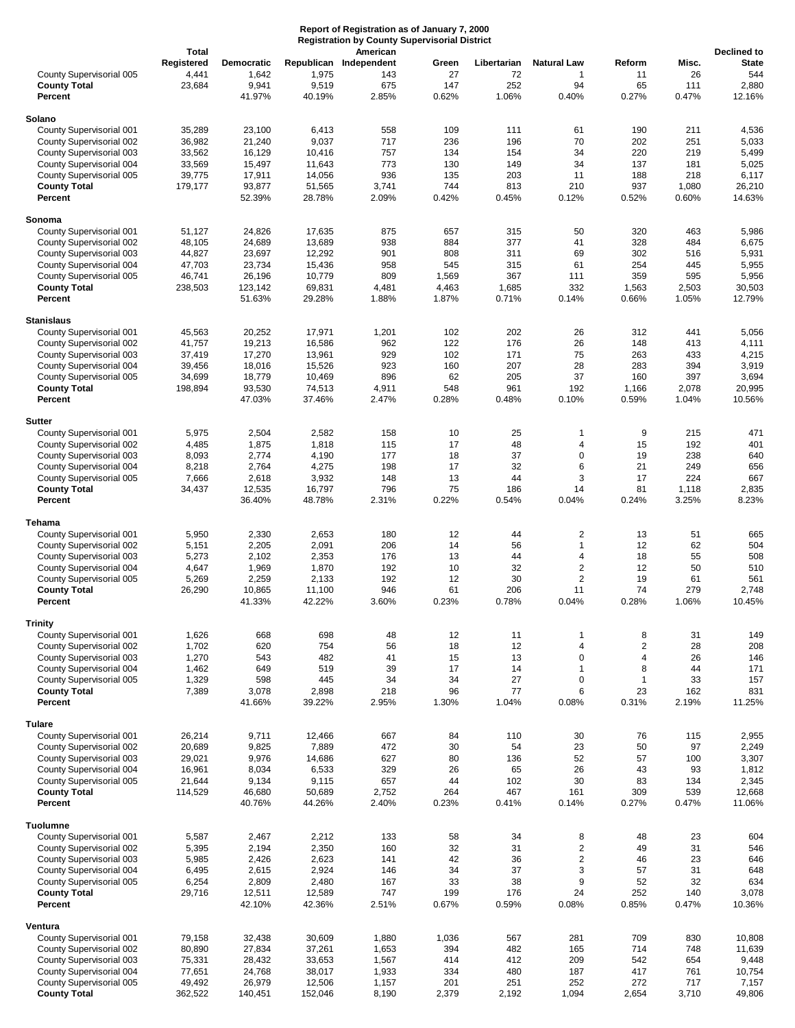**Report of Registration as of January 7, 2000**
**Registration by County Supervisorial District**

| | Total Registered | Democratic | Republican | American Independent | Green | Libertarian | Natural Law | Reform | Misc. | Declined to State |
|---|---|---|---|---|---|---|---|---|---|---|
| County Supervisorial 005 | 4,441 | 1,642 | 1,975 | 143 | 27 | 72 | 1 | 11 | 26 | 544 |
| **County Total** | 23,684 | 9,941 | 9,519 | 675 | 147 | 252 | 94 | 65 | 111 | 2,880 |
| **Percent** | | 41.97% | 40.19% | 2.85% | 0.62% | 1.06% | 0.40% | 0.27% | 0.47% | 12.16% |
| **Solano** | | | | | | | | | | |
| County Supervisorial 001 | 35,289 | 23,100 | 6,413 | 558 | 109 | 111 | 61 | 190 | 211 | 4,536 |
| County Supervisorial 002 | 36,982 | 21,240 | 9,037 | 717 | 236 | 196 | 70 | 202 | 251 | 5,033 |
| County Supervisorial 003 | 33,562 | 16,129 | 10,416 | 757 | 134 | 154 | 34 | 220 | 219 | 5,499 |
| County Supervisorial 004 | 33,569 | 15,497 | 11,643 | 773 | 130 | 149 | 34 | 137 | 181 | 5,025 |
| County Supervisorial 005 | 39,775 | 17,911 | 14,056 | 936 | 135 | 203 | 11 | 188 | 218 | 6,117 |
| **County Total** | 179,177 | 93,877 | 51,565 | 3,741 | 744 | 813 | 210 | 937 | 1,080 | 26,210 |
| **Percent** | | 52.39% | 28.78% | 2.09% | 0.42% | 0.45% | 0.12% | 0.52% | 0.60% | 14.63% |
| **Sonoma** | | | | | | | | | | |
| County Supervisorial 001 | 51,127 | 24,826 | 17,635 | 875 | 657 | 315 | 50 | 320 | 463 | 5,986 |
| County Supervisorial 002 | 48,105 | 24,689 | 13,689 | 938 | 884 | 377 | 41 | 328 | 484 | 6,675 |
| County Supervisorial 003 | 44,827 | 23,697 | 12,292 | 901 | 808 | 311 | 69 | 302 | 516 | 5,931 |
| County Supervisorial 004 | 47,703 | 23,734 | 15,436 | 958 | 545 | 315 | 61 | 254 | 445 | 5,955 |
| County Supervisorial 005 | 46,741 | 26,196 | 10,779 | 809 | 1,569 | 367 | 111 | 359 | 595 | 5,956 |
| **County Total** | 238,503 | 123,142 | 69,831 | 4,481 | 4,463 | 1,685 | 332 | 1,563 | 2,503 | 30,503 |
| **Percent** | | 51.63% | 29.28% | 1.88% | 1.87% | 0.71% | 0.14% | 0.66% | 1.05% | 12.79% |
| **Stanislaus** | | | | | | | | | | |
| County Supervisorial 001 | 45,563 | 20,252 | 17,971 | 1,201 | 102 | 202 | 26 | 312 | 441 | 5,056 |
| County Supervisorial 002 | 41,757 | 19,213 | 16,586 | 962 | 122 | 176 | 26 | 148 | 413 | 4,111 |
| County Supervisorial 003 | 37,419 | 17,270 | 13,961 | 929 | 102 | 171 | 75 | 263 | 433 | 4,215 |
| County Supervisorial 004 | 39,456 | 18,016 | 15,526 | 923 | 160 | 207 | 28 | 283 | 394 | 3,919 |
| County Supervisorial 005 | 34,699 | 18,779 | 10,469 | 896 | 62 | 205 | 37 | 160 | 397 | 3,694 |
| **County Total** | 198,894 | 93,530 | 74,513 | 4,911 | 548 | 961 | 192 | 1,166 | 2,078 | 20,995 |
| **Percent** | | 47.03% | 37.46% | 2.47% | 0.28% | 0.48% | 0.10% | 0.59% | 1.04% | 10.56% |
| **Sutter** | | | | | | | | | | |
| County Supervisorial 001 | 5,975 | 2,504 | 2,582 | 158 | 10 | 25 | 1 | 9 | 215 | 471 |
| County Supervisorial 002 | 4,485 | 1,875 | 1,818 | 115 | 17 | 48 | 4 | 15 | 192 | 401 |
| County Supervisorial 003 | 8,093 | 2,774 | 4,190 | 177 | 18 | 37 | 0 | 19 | 238 | 640 |
| County Supervisorial 004 | 8,218 | 2,764 | 4,275 | 198 | 17 | 32 | 6 | 21 | 249 | 656 |
| County Supervisorial 005 | 7,666 | 2,618 | 3,932 | 148 | 13 | 44 | 3 | 17 | 224 | 667 |
| **County Total** | 34,437 | 12,535 | 16,797 | 796 | 75 | 186 | 14 | 81 | 1,118 | 2,835 |
| **Percent** | | 36.40% | 48.78% | 2.31% | 0.22% | 0.54% | 0.04% | 0.24% | 3.25% | 8.23% |
| **Tehama** | | | | | | | | | | |
| County Supervisorial 001 | 5,950 | 2,330 | 2,653 | 180 | 12 | 44 | 2 | 13 | 51 | 665 |
| County Supervisorial 002 | 5,151 | 2,205 | 2,091 | 206 | 14 | 56 | 1 | 12 | 62 | 504 |
| County Supervisorial 003 | 5,273 | 2,102 | 2,353 | 176 | 13 | 44 | 4 | 18 | 55 | 508 |
| County Supervisorial 004 | 4,647 | 1,969 | 1,870 | 192 | 10 | 32 | 2 | 12 | 50 | 510 |
| County Supervisorial 005 | 5,269 | 2,259 | 2,133 | 192 | 12 | 30 | 2 | 19 | 61 | 561 |
| **County Total** | 26,290 | 10,865 | 11,100 | 946 | 61 | 206 | 11 | 74 | 279 | 2,748 |
| **Percent** | | 41.33% | 42.22% | 3.60% | 0.23% | 0.78% | 0.04% | 0.28% | 1.06% | 10.45% |
| **Trinity** | | | | | | | | | | |
| County Supervisorial 001 | 1,626 | 668 | 698 | 48 | 12 | 11 | 1 | 8 | 31 | 149 |
| County Supervisorial 002 | 1,702 | 620 | 754 | 56 | 18 | 12 | 4 | 2 | 28 | 208 |
| County Supervisorial 003 | 1,270 | 543 | 482 | 41 | 15 | 13 | 0 | 4 | 26 | 146 |
| County Supervisorial 004 | 1,462 | 649 | 519 | 39 | 17 | 14 | 1 | 8 | 44 | 171 |
| County Supervisorial 005 | 1,329 | 598 | 445 | 34 | 34 | 27 | 0 | 1 | 33 | 157 |
| **County Total** | 7,389 | 3,078 | 2,898 | 218 | 96 | 77 | 6 | 23 | 162 | 831 |
| **Percent** | | 41.66% | 39.22% | 2.95% | 1.30% | 1.04% | 0.08% | 0.31% | 2.19% | 11.25% |
| **Tulare** | | | | | | | | | | |
| County Supervisorial 001 | 26,214 | 9,711 | 12,466 | 667 | 84 | 110 | 30 | 76 | 115 | 2,955 |
| County Supervisorial 002 | 20,689 | 9,825 | 7,889 | 472 | 30 | 54 | 23 | 50 | 97 | 2,249 |
| County Supervisorial 003 | 29,021 | 9,976 | 14,686 | 627 | 80 | 136 | 52 | 57 | 100 | 3,307 |
| County Supervisorial 004 | 16,961 | 8,034 | 6,533 | 329 | 26 | 65 | 26 | 43 | 93 | 1,812 |
| County Supervisorial 005 | 21,644 | 9,134 | 9,115 | 657 | 44 | 102 | 30 | 83 | 134 | 2,345 |
| **County Total** | 114,529 | 46,680 | 50,689 | 2,752 | 264 | 467 | 161 | 309 | 539 | 12,668 |
| **Percent** | | 40.76% | 44.26% | 2.40% | 0.23% | 0.41% | 0.14% | 0.27% | 0.47% | 11.06% |
| **Tuolumne** | | | | | | | | | | |
| County Supervisorial 001 | 5,587 | 2,467 | 2,212 | 133 | 58 | 34 | 8 | 48 | 23 | 604 |
| County Supervisorial 002 | 5,395 | 2,194 | 2,350 | 160 | 32 | 31 | 2 | 49 | 31 | 546 |
| County Supervisorial 003 | 5,985 | 2,426 | 2,623 | 141 | 42 | 36 | 2 | 46 | 23 | 646 |
| County Supervisorial 004 | 6,495 | 2,615 | 2,924 | 146 | 34 | 37 | 3 | 57 | 31 | 648 |
| County Supervisorial 005 | 6,254 | 2,809 | 2,480 | 167 | 33 | 38 | 9 | 52 | 32 | 634 |
| **County Total** | 29,716 | 12,511 | 12,589 | 747 | 199 | 176 | 24 | 252 | 140 | 3,078 |
| **Percent** | | 42.10% | 42.36% | 2.51% | 0.67% | 0.59% | 0.08% | 0.85% | 0.47% | 10.36% |
| **Ventura** | | | | | | | | | | |
| County Supervisorial 001 | 79,158 | 32,438 | 30,609 | 1,880 | 1,036 | 567 | 281 | 709 | 830 | 10,808 |
| County Supervisorial 002 | 80,890 | 27,834 | 37,261 | 1,653 | 394 | 482 | 165 | 714 | 748 | 11,639 |
| County Supervisorial 003 | 75,331 | 28,432 | 33,653 | 1,567 | 414 | 412 | 209 | 542 | 654 | 9,448 |
| County Supervisorial 004 | 77,651 | 24,768 | 38,017 | 1,933 | 334 | 480 | 187 | 417 | 761 | 10,754 |
| County Supervisorial 005 | 49,492 | 26,979 | 12,506 | 1,157 | 201 | 251 | 252 | 272 | 717 | 7,157 |
| **County Total** | 362,522 | 140,451 | 152,046 | 8,190 | 2,379 | 2,192 | 1,094 | 2,654 | 3,710 | 49,806 |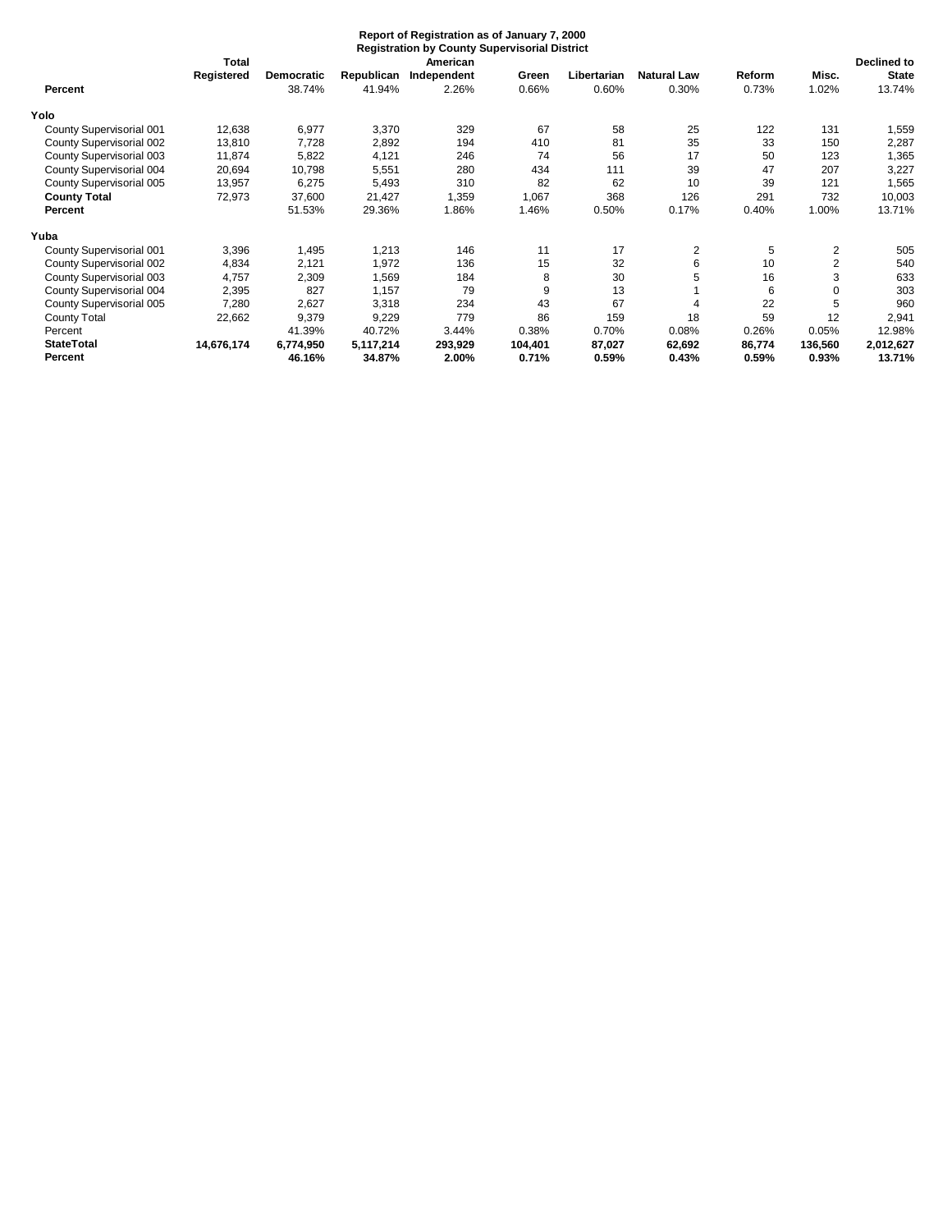**Report of Registration as of January 7, 2000**
**Registration by County Supervisorial District**

| | Total Registered | Democratic | Republican | American Independent | Green | Libertarian | Natural Law | Reform | Misc. | Declined to State |
|---|---|---|---|---|---|---|---|---|---|---|
| **Percent** | | 38.74% | 41.94% | 2.26% | 0.66% | 0.60% | 0.30% | 0.73% | 1.02% | 13.74% |
| **Yolo** | | | | | | | | | | |
| County Supervisorial 001 | 12,638 | 6,977 | 3,370 | 329 | 67 | 58 | 25 | 122 | 131 | 1,559 |
| County Supervisorial 002 | 13,810 | 7,728 | 2,892 | 194 | 410 | 81 | 35 | 33 | 150 | 2,287 |
| County Supervisorial 003 | 11,874 | 5,822 | 4,121 | 246 | 74 | 56 | 17 | 50 | 123 | 1,365 |
| County Supervisorial 004 | 20,694 | 10,798 | 5,551 | 280 | 434 | 111 | 39 | 47 | 207 | 3,227 |
| County Supervisorial 005 | 13,957 | 6,275 | 5,493 | 310 | 82 | 62 | 10 | 39 | 121 | 1,565 |
| **County Total** | 72,973 | 37,600 | 21,427 | 1,359 | 1,067 | 368 | 126 | 291 | 732 | 10,003 |
| **Percent** | | 51.53% | 29.36% | 1.86% | 1.46% | 0.50% | 0.17% | 0.40% | 1.00% | 13.71% |
| **Yuba** | | | | | | | | | | |
| County Supervisorial 001 | 3,396 | 1,495 | 1,213 | 146 | 11 | 17 | 2 | 5 | 2 | 505 |
| County Supervisorial 002 | 4,834 | 2,121 | 1,972 | 136 | 15 | 32 | 6 | 10 | 2 | 540 |
| County Supervisorial 003 | 4,757 | 2,309 | 1,569 | 184 | 8 | 30 | 5 | 16 | 3 | 633 |
| County Supervisorial 004 | 2,395 | 827 | 1,157 | 79 | 9 | 13 | 1 | 6 | 0 | 303 |
| County Supervisorial 005 | 7,280 | 2,627 | 3,318 | 234 | 43 | 67 | 4 | 22 | 5 | 960 |
| County Total | 22,662 | 9,379 | 9,229 | 779 | 86 | 159 | 18 | 59 | 12 | 2,941 |
| Percent | | 41.39% | 40.72% | 3.44% | 0.38% | 0.70% | 0.08% | 0.26% | 0.05% | 12.98% |
| **StateTotal** | **14,676,174** | **6,774,950** | **5,117,214** | **293,929** | **104,401** | **87,027** | **62,692** | **86,774** | **136,560** | **2,012,627** |
| **Percent** | | **46.16%** | **34.87%** | **2.00%** | **0.71%** | **0.59%** | **0.43%** | **0.59%** | **0.93%** | **13.71%** |